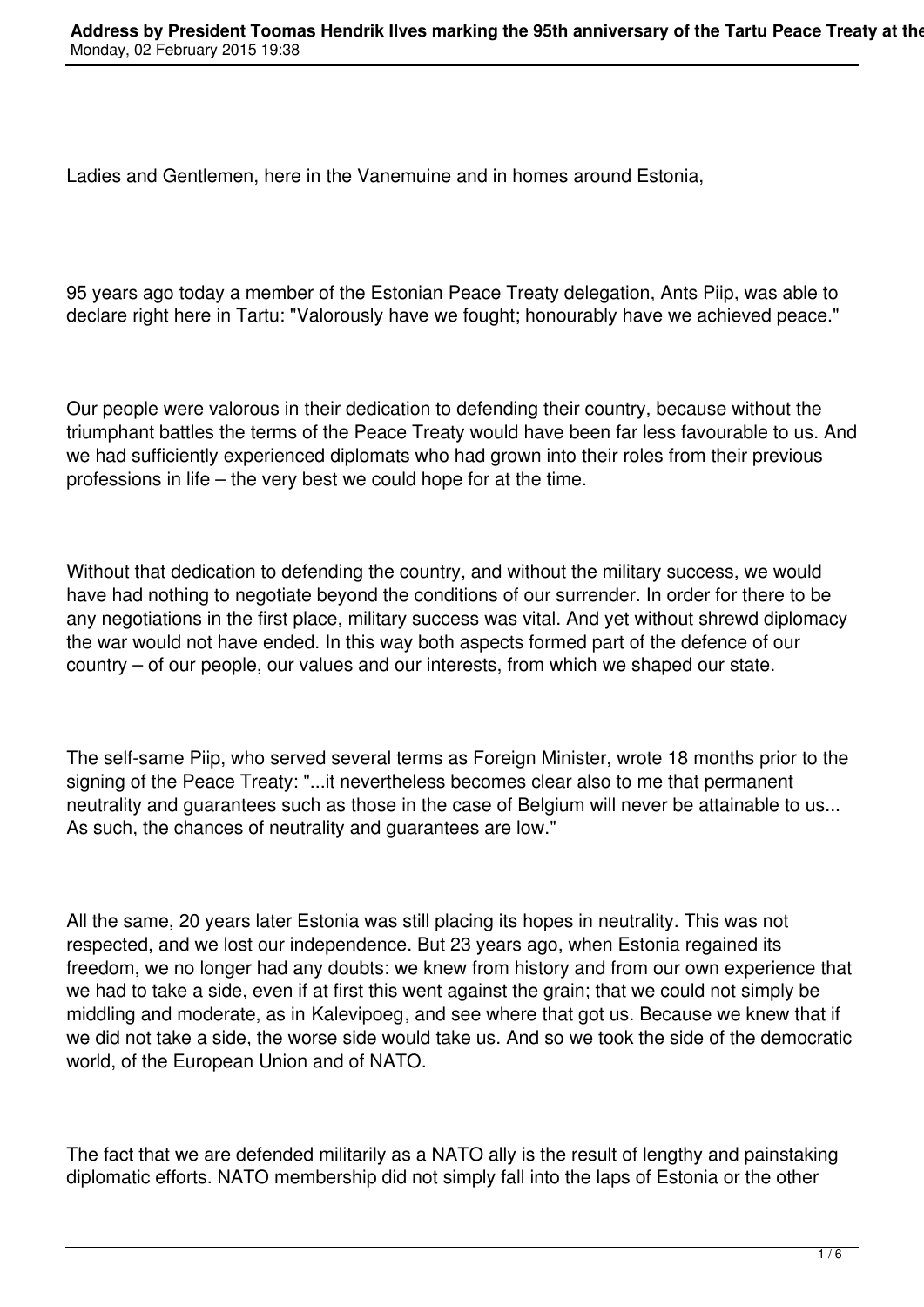Ladies and Gentlemen, here in the Vanemuine and in homes around Estonia,

95 years ago today a member of the Estonian Peace Treaty delegation, Ants Piip, was able to declare right here in Tartu: "Valorously have we fought; honourably have we achieved peace."

Our people were valorous in their dedication to defending their country, because without the triumphant battles the terms of the Peace Treaty would have been far less favourable to us. And we had sufficiently experienced diplomats who had grown into their roles from their previous professions in life – the very best we could hope for at the time.

Without that dedication to defending the country, and without the military success, we would have had nothing to negotiate beyond the conditions of our surrender. In order for there to be any negotiations in the first place, military success was vital. And yet without shrewd diplomacy the war would not have ended. In this way both aspects formed part of the defence of our country – of our people, our values and our interests, from which we shaped our state.

The self-same Piip, who served several terms as Foreign Minister, wrote 18 months prior to the signing of the Peace Treaty: "...it nevertheless becomes clear also to me that permanent neutrality and guarantees such as those in the case of Belgium will never be attainable to us... As such, the chances of neutrality and guarantees are low."

All the same, 20 years later Estonia was still placing its hopes in neutrality. This was not respected, and we lost our independence. But 23 years ago, when Estonia regained its freedom, we no longer had any doubts: we knew from history and from our own experience that we had to take a side, even if at first this went against the grain; that we could not simply be middling and moderate, as in Kalevipoeg, and see where that got us. Because we knew that if we did not take a side, the worse side would take us. And so we took the side of the democratic world, of the European Union and of NATO.

The fact that we are defended militarily as a NATO ally is the result of lengthy and painstaking diplomatic efforts. NATO membership did not simply fall into the laps of Estonia or the other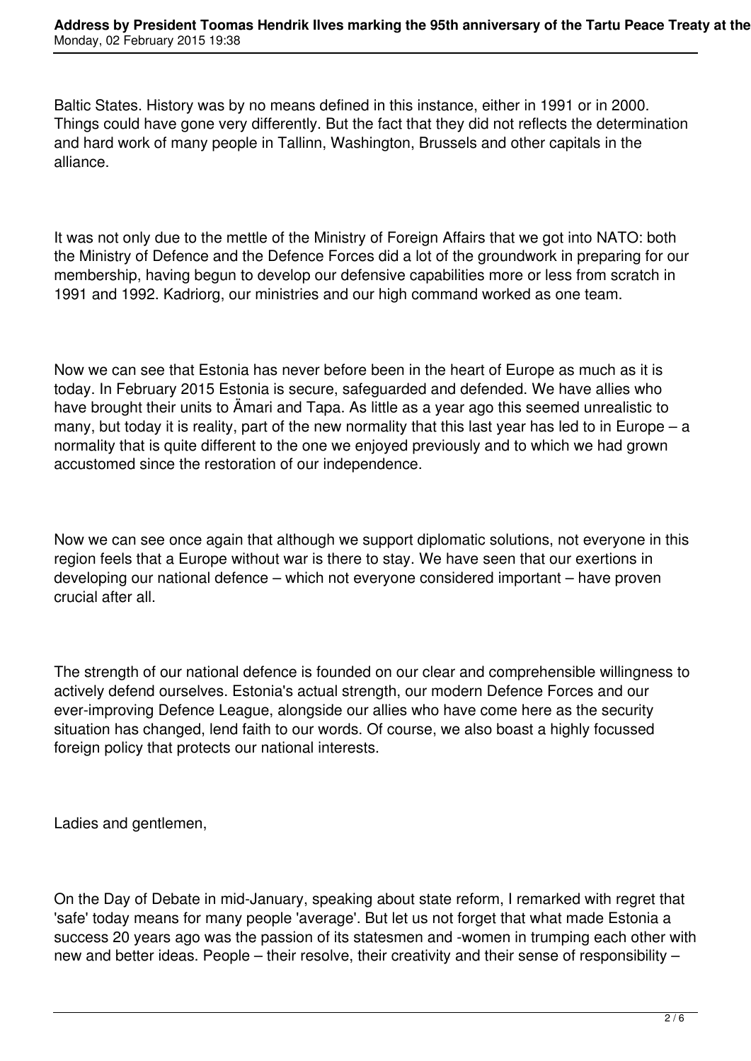Baltic States. History was by no means defined in this instance, either in 1991 or in 2000. Things could have gone very differently. But the fact that they did not reflects the determination and hard work of many people in Tallinn, Washington, Brussels and other capitals in the alliance.

It was not only due to the mettle of the Ministry of Foreign Affairs that we got into NATO: both the Ministry of Defence and the Defence Forces did a lot of the groundwork in preparing for our membership, having begun to develop our defensive capabilities more or less from scratch in 1991 and 1992. Kadriorg, our ministries and our high command worked as one team.

Now we can see that Estonia has never before been in the heart of Europe as much as it is today. In February 2015 Estonia is secure, safeguarded and defended. We have allies who have brought their units to Ämari and Tapa. As little as a year ago this seemed unrealistic to many, but today it is reality, part of the new normality that this last year has led to in Europe – a normality that is quite different to the one we enjoyed previously and to which we had grown accustomed since the restoration of our independence.

Now we can see once again that although we support diplomatic solutions, not everyone in this region feels that a Europe without war is there to stay. We have seen that our exertions in developing our national defence – which not everyone considered important – have proven crucial after all.

The strength of our national defence is founded on our clear and comprehensible willingness to actively defend ourselves. Estonia's actual strength, our modern Defence Forces and our ever-improving Defence League, alongside our allies who have come here as the security situation has changed, lend faith to our words. Of course, we also boast a highly focussed foreign policy that protects our national interests.

Ladies and gentlemen,

On the Day of Debate in mid-January, speaking about state reform, I remarked with regret that 'safe' today means for many people 'average'. But let us not forget that what made Estonia a success 20 years ago was the passion of its statesmen and -women in trumping each other with new and better ideas. People – their resolve, their creativity and their sense of responsibility –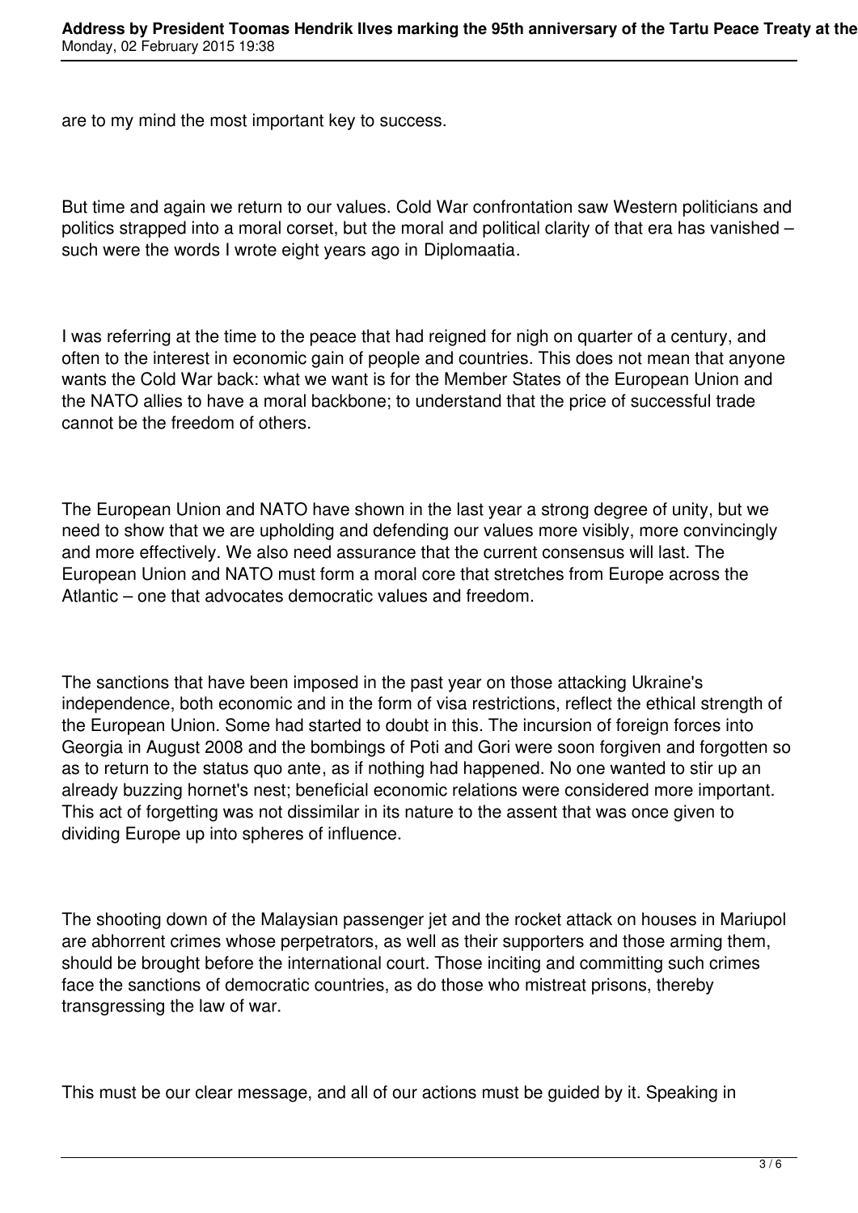are to my mind the most important key to success.

But time and again we return to our values. Cold War confrontation saw Western politicians and politics strapped into a moral corset, but the moral and political clarity of that era has vanished – such were the words I wrote eight years ago in Diplomaatia.

I was referring at the time to the peace that had reigned for nigh on quarter of a century, and often to the interest in economic gain of people and countries. This does not mean that anyone wants the Cold War back: what we want is for the Member States of the European Union and the NATO allies to have a moral backbone; to understand that the price of successful trade cannot be the freedom of others.

The European Union and NATO have shown in the last year a strong degree of unity, but we need to show that we are upholding and defending our values more visibly, more convincingly and more effectively. We also need assurance that the current consensus will last. The European Union and NATO must form a moral core that stretches from Europe across the Atlantic – one that advocates democratic values and freedom.

The sanctions that have been imposed in the past year on those attacking Ukraine's independence, both economic and in the form of visa restrictions, reflect the ethical strength of the European Union. Some had started to doubt in this. The incursion of foreign forces into Georgia in August 2008 and the bombings of Poti and Gori were soon forgiven and forgotten so as to return to the status quo ante, as if nothing had happened. No one wanted to stir up an already buzzing hornet's nest; beneficial economic relations were considered more important. This act of forgetting was not dissimilar in its nature to the assent that was once given to dividing Europe up into spheres of influence.

The shooting down of the Malaysian passenger jet and the rocket attack on houses in Mariupol are abhorrent crimes whose perpetrators, as well as their supporters and those arming them, should be brought before the international court. Those inciting and committing such crimes face the sanctions of democratic countries, as do those who mistreat prisons, thereby transgressing the law of war.

This must be our clear message, and all of our actions must be guided by it. Speaking in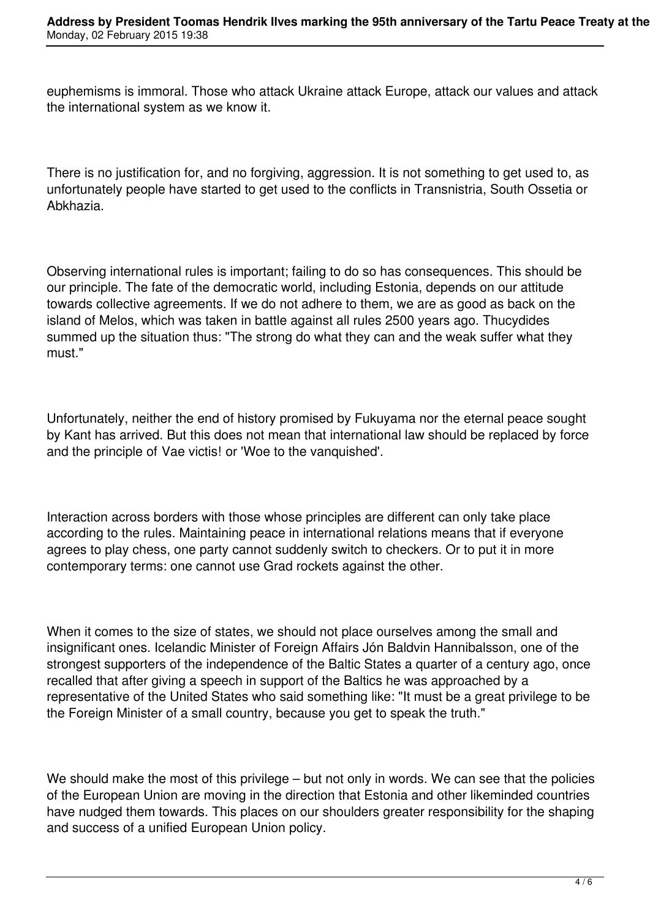euphemisms is immoral. Those who attack Ukraine attack Europe, attack our values and attack the international system as we know it.

There is no justification for, and no forgiving, aggression. It is not something to get used to, as unfortunately people have started to get used to the conflicts in Transnistria, South Ossetia or Abkhazia.

Observing international rules is important; failing to do so has consequences. This should be our principle. The fate of the democratic world, including Estonia, depends on our attitude towards collective agreements. If we do not adhere to them, we are as good as back on the island of Melos, which was taken in battle against all rules 2500 years ago. Thucydides summed up the situation thus: "The strong do what they can and the weak suffer what they must."

Unfortunately, neither the end of history promised by Fukuyama nor the eternal peace sought by Kant has arrived. But this does not mean that international law should be replaced by force and the principle of Vae victis! or 'Woe to the vanquished'.

Interaction across borders with those whose principles are different can only take place according to the rules. Maintaining peace in international relations means that if everyone agrees to play chess, one party cannot suddenly switch to checkers. Or to put it in more contemporary terms: one cannot use Grad rockets against the other.

When it comes to the size of states, we should not place ourselves among the small and insignificant ones. Icelandic Minister of Foreign Affairs Jón Baldvin Hannibalsson, one of the strongest supporters of the independence of the Baltic States a quarter of a century ago, once recalled that after giving a speech in support of the Baltics he was approached by a representative of the United States who said something like: "It must be a great privilege to be the Foreign Minister of a small country, because you get to speak the truth."

We should make the most of this privilege – but not only in words. We can see that the policies of the European Union are moving in the direction that Estonia and other likeminded countries have nudged them towards. This places on our shoulders greater responsibility for the shaping and success of a unified European Union policy.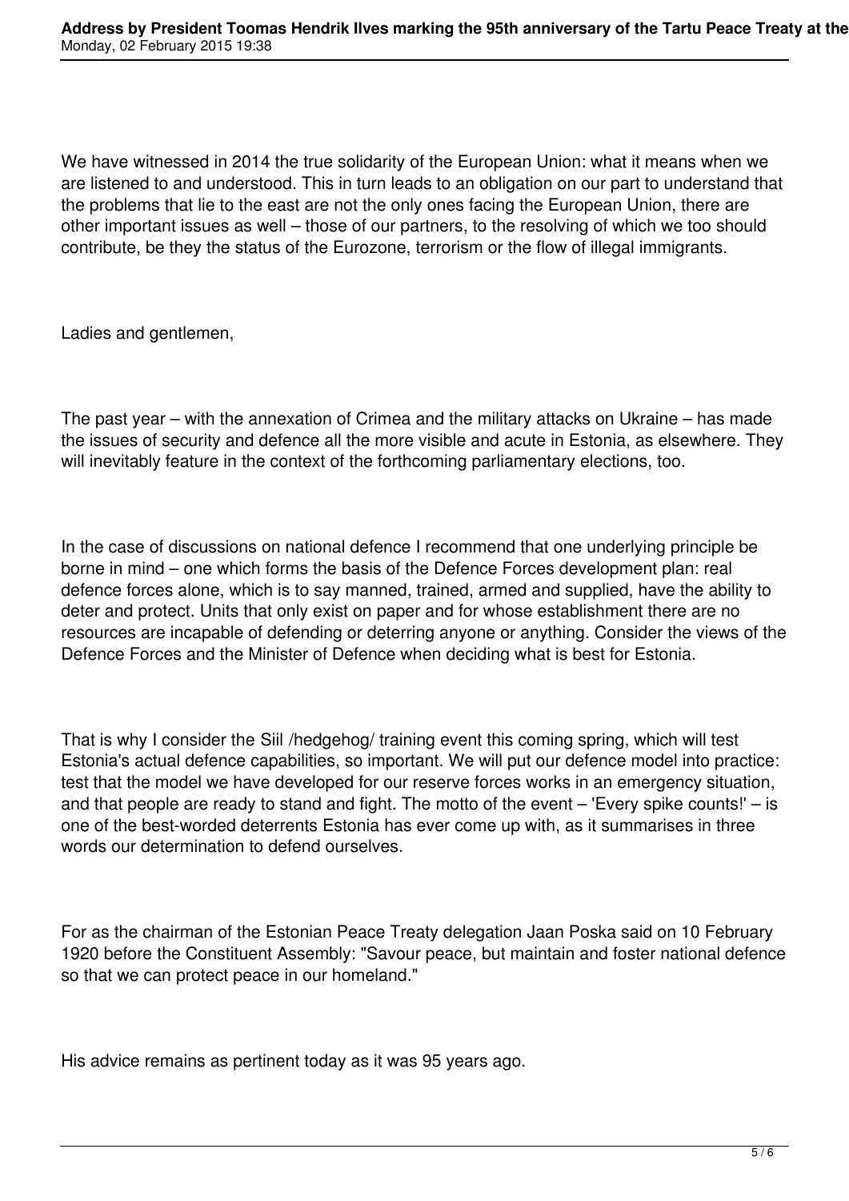We have witnessed in 2014 the true solidarity of the European Union: what it means when we are listened to and understood. This in turn leads to an obligation on our part to understand that the problems that lie to the east are not the only ones facing the European Union, there are other important issues as well – those of our partners, to the resolving of which we too should contribute, be they the status of the Eurozone, terrorism or the flow of illegal immigrants.

Ladies and gentlemen,

The past year – with the annexation of Crimea and the military attacks on Ukraine – has made the issues of security and defence all the more visible and acute in Estonia, as elsewhere. They will inevitably feature in the context of the forthcoming parliamentary elections, too.

In the case of discussions on national defence I recommend that one underlying principle be borne in mind – one which forms the basis of the Defence Forces development plan: real defence forces alone, which is to say manned, trained, armed and supplied, have the ability to deter and protect. Units that only exist on paper and for whose establishment there are no resources are incapable of defending or deterring anyone or anything. Consider the views of the Defence Forces and the Minister of Defence when deciding what is best for Estonia.

That is why I consider the Siil /hedgehog/ training event this coming spring, which will test Estonia's actual defence capabilities, so important. We will put our defence model into practice: test that the model we have developed for our reserve forces works in an emergency situation, and that people are ready to stand and fight. The motto of the event – 'Every spike counts!' – is one of the best-worded deterrents Estonia has ever come up with, as it summarises in three words our determination to defend ourselves.

For as the chairman of the Estonian Peace Treaty delegation Jaan Poska said on 10 February 1920 before the Constituent Assembly: "Savour peace, but maintain and foster national defence so that we can protect peace in our homeland."

His advice remains as pertinent today as it was 95 years ago.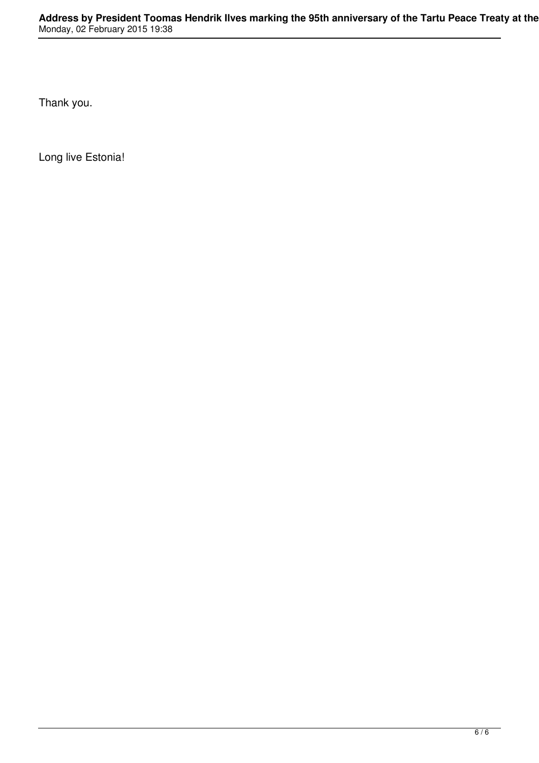Thank you.

Long live Estonia!